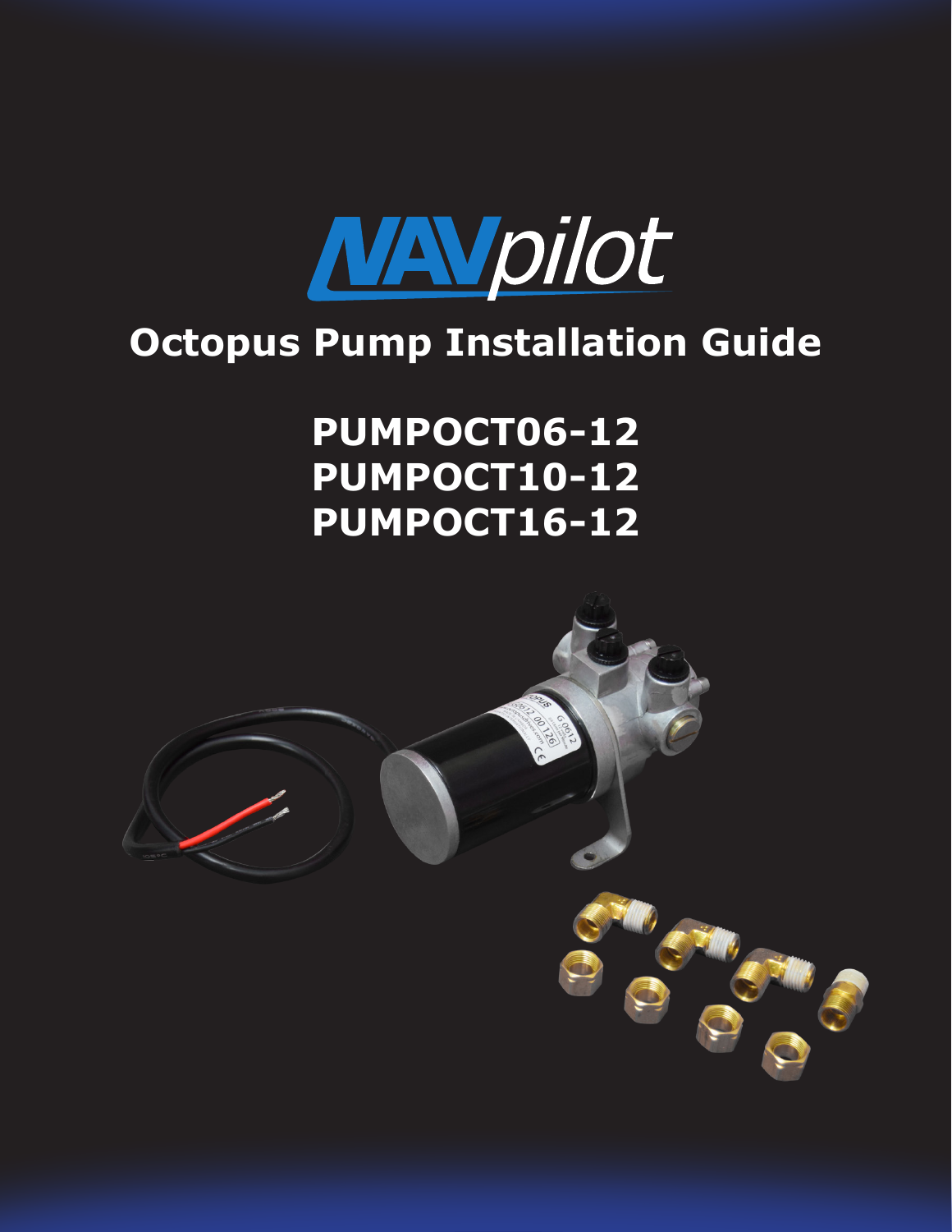# NAVpilot

# Octopus Pump Installation Guide

## PUMPOCT06-12
## PUMPOCT10-12
## PUMPOCT16-12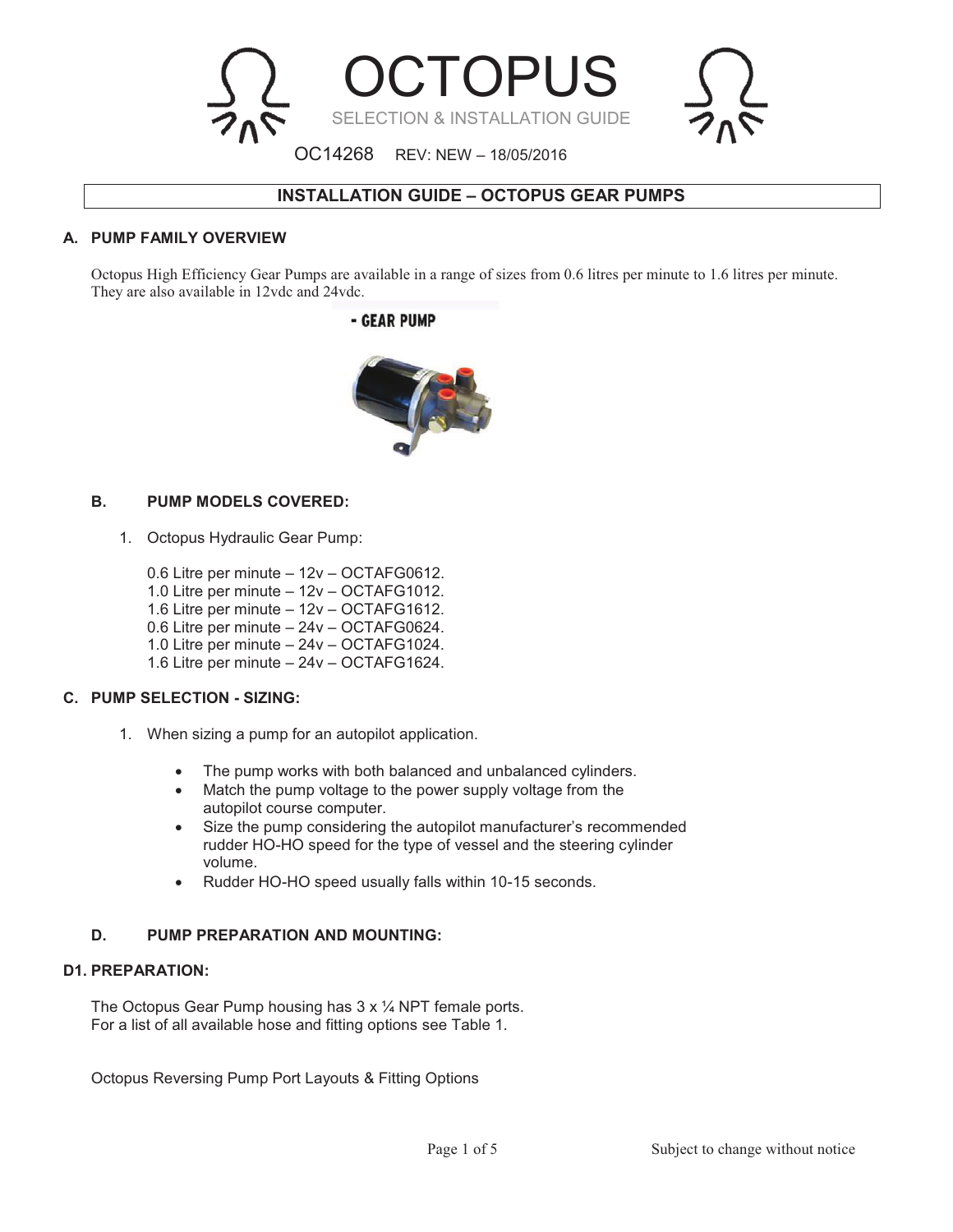# OCTOPUS

SELECTION & INSTALLATION GUIDE

OC14268 REV: NEW – 18/05/2016

## INSTALLATION GUIDE – OCTOPUS GEAR PUMPS

### A. PUMP FAMILY OVERVIEW

Octopus High Efficiency Gear Pumps are available in a range of sizes from 0.6 litres per minute to 1.6 litres per minute. They are also available in 12vdc and 24vdc.

- GEAR PUMP

### B. PUMP MODELS COVERED:

1. Octopus Hydraulic Gear Pump:

   0.6 Litre per minute – 12v – OCTAFG0612.
   1.0 Litre per minute – 12v – OCTAFG1012.
   1.6 Litre per minute – 12v – OCTAFG1612.
   0.6 Litre per minute – 24v – OCTAFG0624.
   1.0 Litre per minute – 24v – OCTAFG1024.
   1.6 Litre per minute – 24v – OCTAFG1624.

### C. PUMP SELECTION - SIZING:

1. When sizing a pump for an autopilot application.

   - The pump works with both balanced and unbalanced cylinders.
   - Match the pump voltage to the power supply voltage from the autopilot course computer.
   - Size the pump considering the autopilot manufacturer's recommended rudder HO-HO speed for the type of vessel and the steering cylinder volume.
   - Rudder HO-HO speed usually falls within 10-15 seconds.

### D. PUMP PREPARATION AND MOUNTING:

#### D1. PREPARATION:

The Octopus Gear Pump housing has 3 x ¼ NPT female ports.
For a list of all available hose and fitting options see Table 1.

Octopus Reversing Pump Port Layouts & Fitting Options

Subject to change without notice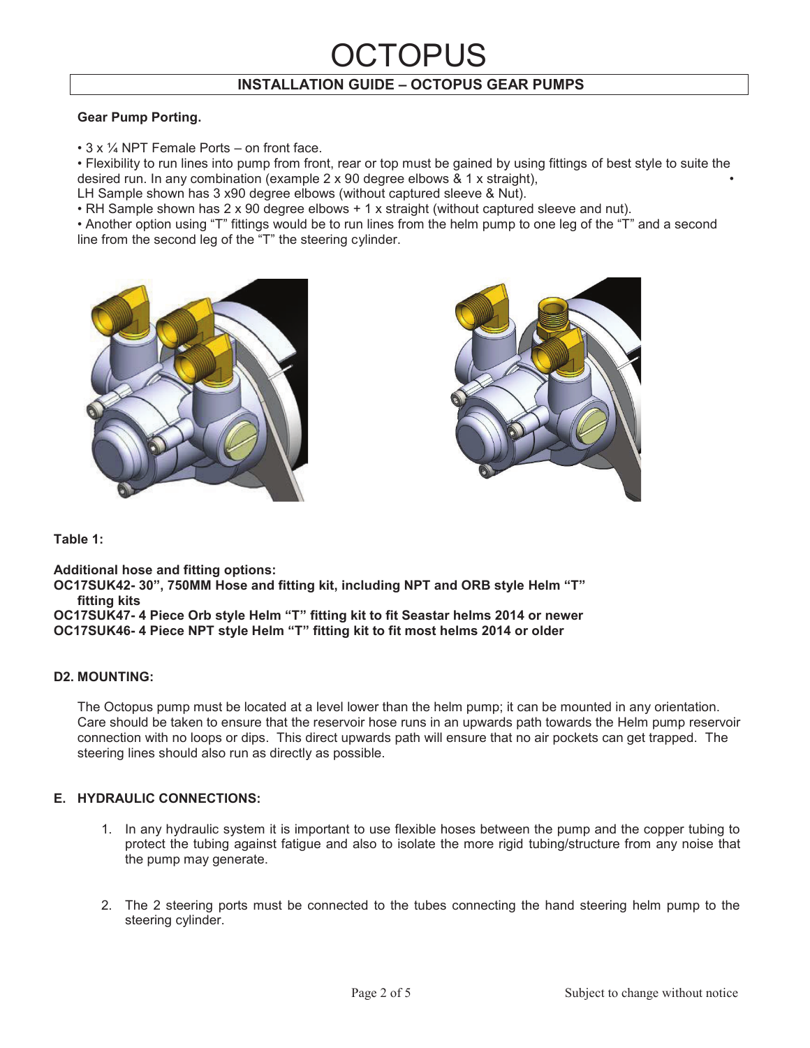# OCTOPUS

## INSTALLATION GUIDE – OCTOPUS GEAR PUMPS

**Gear Pump Porting.**

- 3 x ¼ NPT Female Ports – on front face.
- Flexibility to run lines into pump from front, rear or top must be gained by using fittings of best style to suite the desired run. In any combination (example 2 x 90 degree elbows & 1 x straight),
- LH Sample shown has 3 x90 degree elbows (without captured sleeve & Nut).
- RH Sample shown has 2 x 90 degree elbows + 1 x straight (without captured sleeve and nut).
- Another option using "T" fittings would be to run lines from the helm pump to one leg of the "T" and a second line from the second leg of the "T" the steering cylinder.

**Table 1:**

**Additional hose and fitting options:**
**OC17SUK42- 30", 750MM Hose and fitting kit, including NPT and ORB style Helm "T" fitting kits**
**OC17SUK47- 4 Piece Orb style Helm "T" fitting kit to fit Seastar helms 2014 or newer**
**OC17SUK46- 4 Piece NPT style Helm "T" fitting kit to fit most helms 2014 or older**

### D2. MOUNTING:

The Octopus pump must be located at a level lower than the helm pump; it can be mounted in any orientation. Care should be taken to ensure that the reservoir hose runs in an upwards path towards the Helm pump reservoir connection with no loops or dips. This direct upwards path will ensure that no air pockets can get trapped. The steering lines should also run as directly as possible.

### E. HYDRAULIC CONNECTIONS:

1. In any hydraulic system it is important to use flexible hoses between the pump and the copper tubing to protect the tubing against fatigue and also to isolate the more rigid tubing/structure from any noise that the pump may generate.

2. The 2 steering ports must be connected to the tubes connecting the hand steering helm pump to the steering cylinder.

Subject to change without notice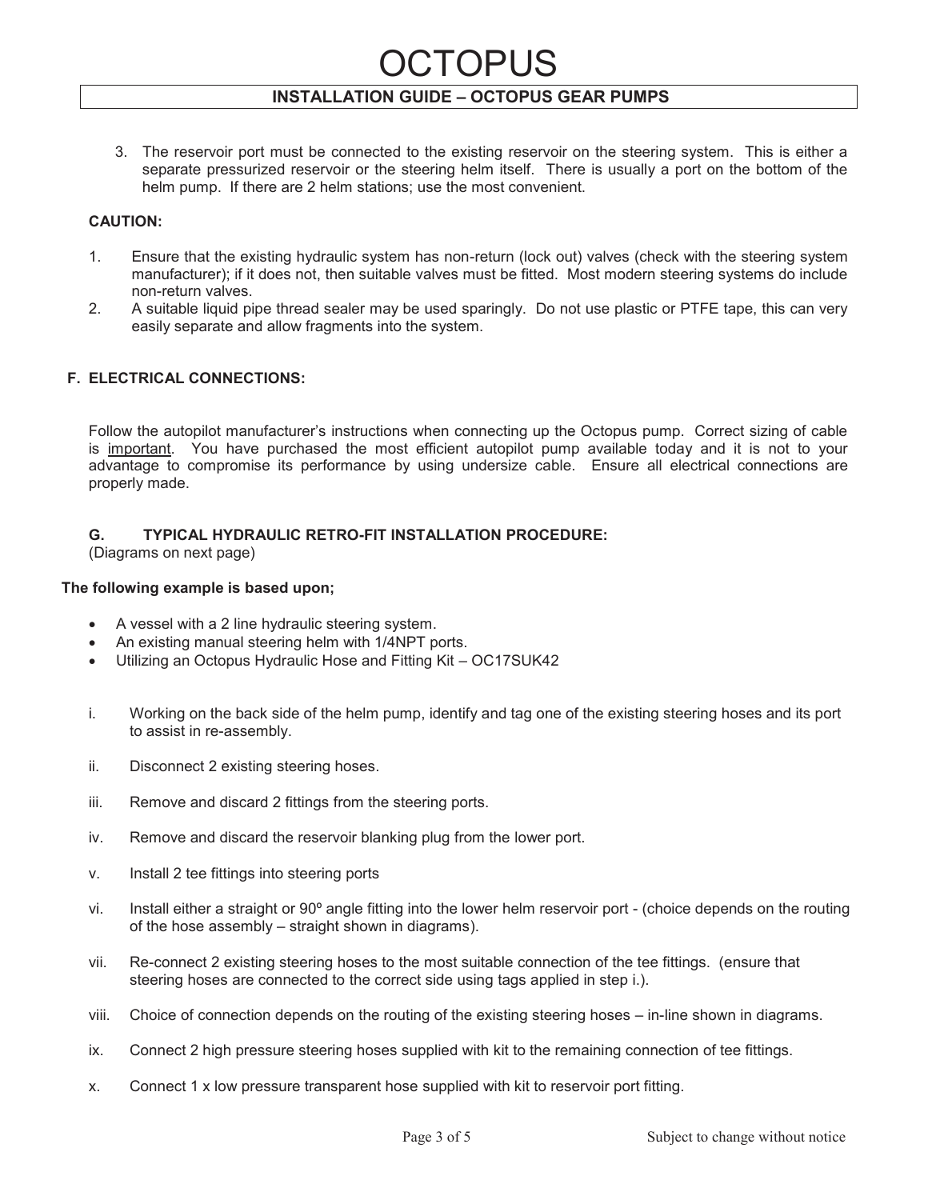3. The reservoir port must be connected to the existing reservoir on the steering system. This is either a separate pressurized reservoir or the steering helm itself. There is usually a port on the bottom of the helm pump. If there are 2 helm stations; use the most convenient.

**CAUTION:**

1. Ensure that the existing hydraulic system has non-return (lock out) valves (check with the steering system manufacturer); if it does not, then suitable valves must be fitted. Most modern steering systems do include non-return valves.
2. A suitable liquid pipe thread sealer may be used sparingly. Do not use plastic or PTFE tape, this can very easily separate and allow fragments into the system.

## F. ELECTRICAL CONNECTIONS:

Follow the autopilot manufacturer's instructions when connecting up the Octopus pump. Correct sizing of cable is <u>important</u>. You have purchased the most efficient autopilot pump available today and it is not to your advantage to compromise its performance by using undersize cable. Ensure all electrical connections are properly made.

## G. TYPICAL HYDRAULIC RETRO-FIT INSTALLATION PROCEDURE:

(Diagrams on next page)

**The following example is based upon;**

- A vessel with a 2 line hydraulic steering system.
- An existing manual steering helm with 1/4NPT ports.
- Utilizing an Octopus Hydraulic Hose and Fitting Kit – OC17SUK42

i. Working on the back side of the helm pump, identify and tag one of the existing steering hoses and its port to assist in re-assembly.

ii. Disconnect 2 existing steering hoses.

iii. Remove and discard 2 fittings from the steering ports.

iv. Remove and discard the reservoir blanking plug from the lower port.

v. Install 2 tee fittings into steering ports

vi. Install either a straight or 90º angle fitting into the lower helm reservoir port - (choice depends on the routing of the hose assembly – straight shown in diagrams).

vii. Re-connect 2 existing steering hoses to the most suitable connection of the tee fittings. (ensure that steering hoses are connected to the correct side using tags applied in step i.).

viii. Choice of connection depends on the routing of the existing steering hoses – in-line shown in diagrams.

ix. Connect 2 high pressure steering hoses supplied with kit to the remaining connection of tee fittings.

x. Connect 1 x low pressure transparent hose supplied with kit to reservoir port fitting.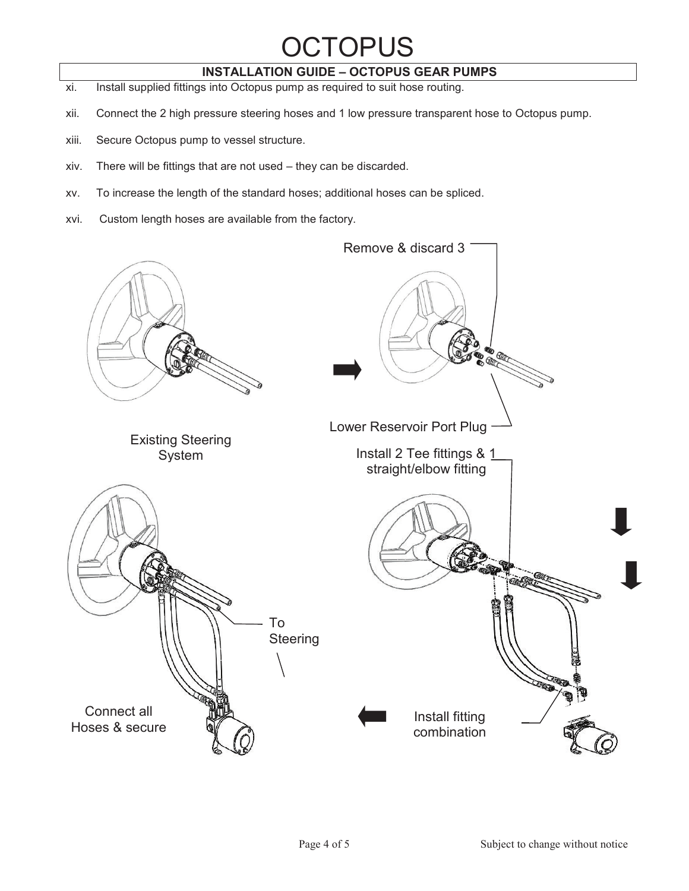# OCTOPUS

## INSTALLATION GUIDE – OCTOPUS GEAR PUMPS

xi. Install supplied fittings into Octopus pump as required to suit hose routing.

xii. Connect the 2 high pressure steering hoses and 1 low pressure transparent hose to Octopus pump.

xiii. Secure Octopus pump to vessel structure.

xiv. There will be fittings that are not used – they can be discarded.

xv. To increase the length of the standard hoses; additional hoses can be spliced.

xvi. Custom length hoses are available from the factory.

Remove & discard 3

Existing Steering System

Lower Reservoir Port Plug

Install 2 Tee fittings & 1 straight/elbow fitting

To Steering

Connect all Hoses & secure

Install fitting combination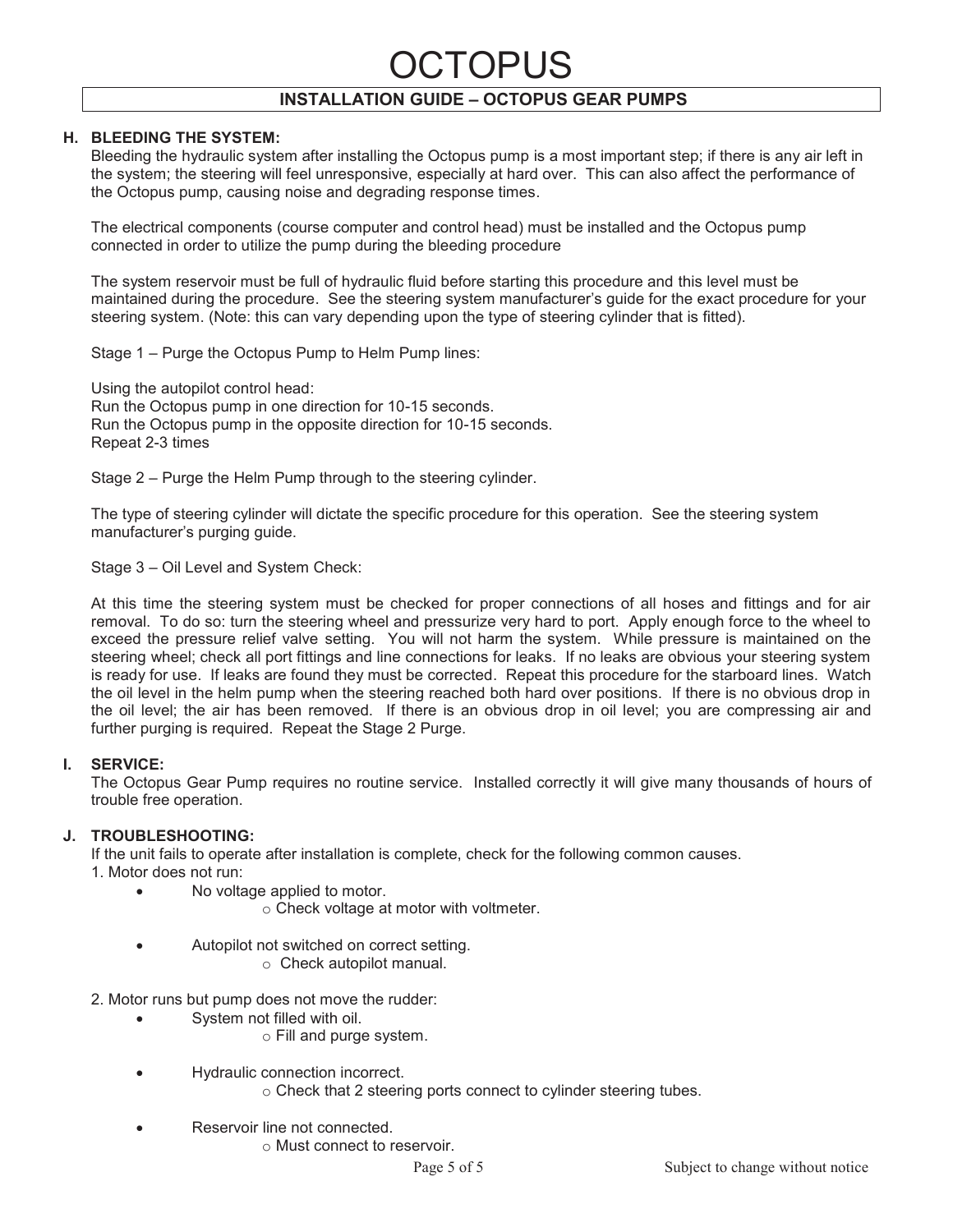# OCTOPUS

## INSTALLATION GUIDE – OCTOPUS GEAR PUMPS

### H. BLEEDING THE SYSTEM:

Bleeding the hydraulic system after installing the Octopus pump is a most important step; if there is any air left in the system; the steering will feel unresponsive, especially at hard over. This can also affect the performance of the Octopus pump, causing noise and degrading response times.

The electrical components (course computer and control head) must be installed and the Octopus pump connected in order to utilize the pump during the bleeding procedure

The system reservoir must be full of hydraulic fluid before starting this procedure and this level must be maintained during the procedure. See the steering system manufacturer's guide for the exact procedure for your steering system. (Note: this can vary depending upon the type of steering cylinder that is fitted).

Stage 1 – Purge the Octopus Pump to Helm Pump lines:

Using the autopilot control head:
Run the Octopus pump in one direction for 10-15 seconds.
Run the Octopus pump in the opposite direction for 10-15 seconds.
Repeat 2-3 times

Stage 2 – Purge the Helm Pump through to the steering cylinder.

The type of steering cylinder will dictate the specific procedure for this operation. See the steering system manufacturer's purging guide.

Stage 3 – Oil Level and System Check:

At this time the steering system must be checked for proper connections of all hoses and fittings and for air removal. To do so: turn the steering wheel and pressurize very hard to port. Apply enough force to the wheel to exceed the pressure relief valve setting. You will not harm the system. While pressure is maintained on the steering wheel; check all port fittings and line connections for leaks. If no leaks are obvious your steering system is ready for use. If leaks are found they must be corrected. Repeat this procedure for the starboard lines. Watch the oil level in the helm pump when the steering reached both hard over positions. If there is no obvious drop in the oil level; the air has been removed. If there is an obvious drop in oil level; you are compressing air and further purging is required. Repeat the Stage 2 Purge.

### I. SERVICE:

The Octopus Gear Pump requires no routine service. Installed correctly it will give many thousands of hours of trouble free operation.

### J. TROUBLESHOOTING:

If the unit fails to operate after installation is complete, check for the following common causes.

1. Motor does not run:
   - No voltage applied to motor.
     - Check voltage at motor with voltmeter.
   - Autopilot not switched on correct setting.
     - Check autopilot manual.
2. Motor runs but pump does not move the rudder:
   - System not filled with oil.
     - Fill and purge system.
   - Hydraulic connection incorrect.
     - Check that 2 steering ports connect to cylinder steering tubes.
   - Reservoir line not connected.
     - Must connect to reservoir.

Subject to change without notice